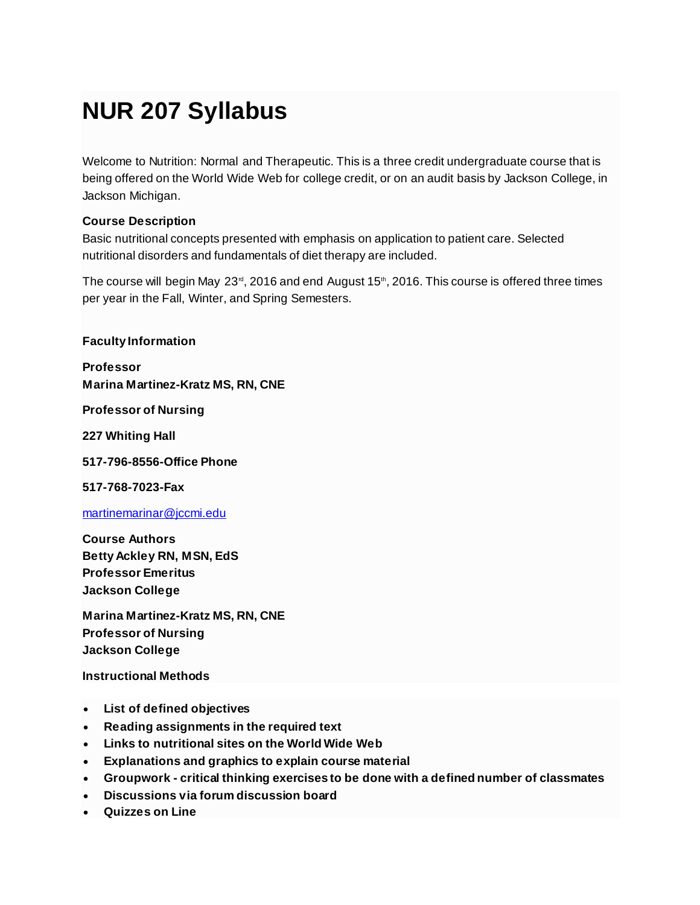# NUR 207 Syllabus

Welcome to Nutrition: Normal and Therapeutic. This is a three credit undergraduate course that is being offered on the World Wide Web for college credit, or on an audit basis by Jackson College, in Jackson Michigan.

**Course Description**
Basic nutritional concepts presented with emphasis on application to patient care. Selected nutritional disorders and fundamentals of diet therapy are included.

The course will begin May 23rd, 2016 and end August 15th, 2016. This course is offered three times per year in the Fall, Winter, and Spring Semesters.

**Faculty Information**

**Professor**
**Marina Martinez-Kratz MS, RN, CNE**

**Professor of Nursing**

**227 Whiting Hall**

**517-796-8556-Office Phone**

**517-768-7023-Fax**

martinemarinar@jccmi.edu

**Course Authors**
**Betty Ackley RN, MSN, EdS**
**Professor Emeritus**
**Jackson College**

**Marina Martinez-Kratz MS, RN, CNE**
**Professor of Nursing**
**Jackson College**

**Instructional Methods**

- **List of defined objectives**
- **Reading assignments in the required text**
- **Links to nutritional sites on the World Wide Web**
- **Explanations and graphics to explain course material**
- **Groupwork - critical thinking exercises to be done with a defined number of classmates**
- **Discussions via forum discussion board**
- **Quizzes on Line**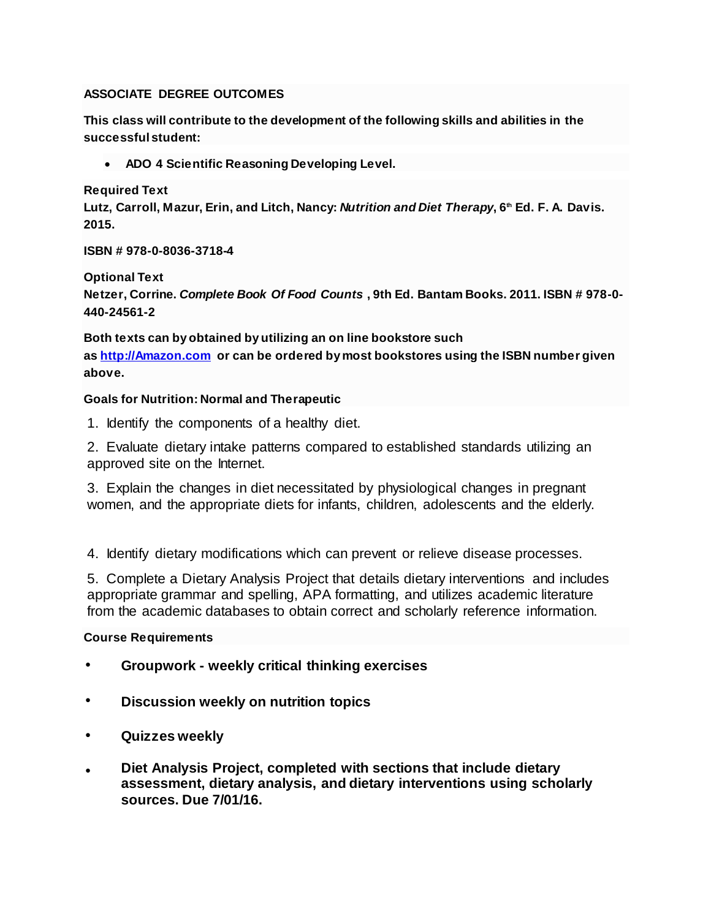**ASSOCIATE DEGREE OUTCOMES**

**This class will contribute to the development of the following skills and abilities in the successful student:**

- **ADO 4 Scientific Reasoning Developing Level.**

**Required Text**
**Lutz, Carroll, Mazur, Erin, and Litch, Nancy: *Nutrition and Diet Therapy*, 6th Ed. F. A. Davis. 2015.**

**ISBN # 978-0-8036-3718-4**

**Optional Text**
**Netzer, Corrine. *Complete Book Of Food Counts* , 9th Ed. Bantam Books. 2011. ISBN # 978-0-440-24561-2**

**Both texts can by obtained by utilizing an on line bookstore such as [http://Amazon.com](http://Amazon.com) or can be ordered by most bookstores using the ISBN number given above.**

**Goals for Nutrition: Normal and Therapeutic**

1. Identify the components of a healthy diet.

2. Evaluate dietary intake patterns compared to established standards utilizing an approved site on the Internet.

3. Explain the changes in diet necessitated by physiological changes in pregnant women, and the appropriate diets for infants, children, adolescents and the elderly.

4. Identify dietary modifications which can prevent or relieve disease processes.

5. Complete a Dietary Analysis Project that details dietary interventions and includes appropriate grammar and spelling, APA formatting, and utilizes academic literature from the academic databases to obtain correct and scholarly reference information.

**Course Requirements**

- **Groupwork - weekly critical thinking exercises**
- **Discussion weekly on nutrition topics**
- **Quizzes weekly**
- **Diet Analysis Project, completed with sections that include dietary assessment, dietary analysis, and dietary interventions using scholarly sources. Due 7/01/16.**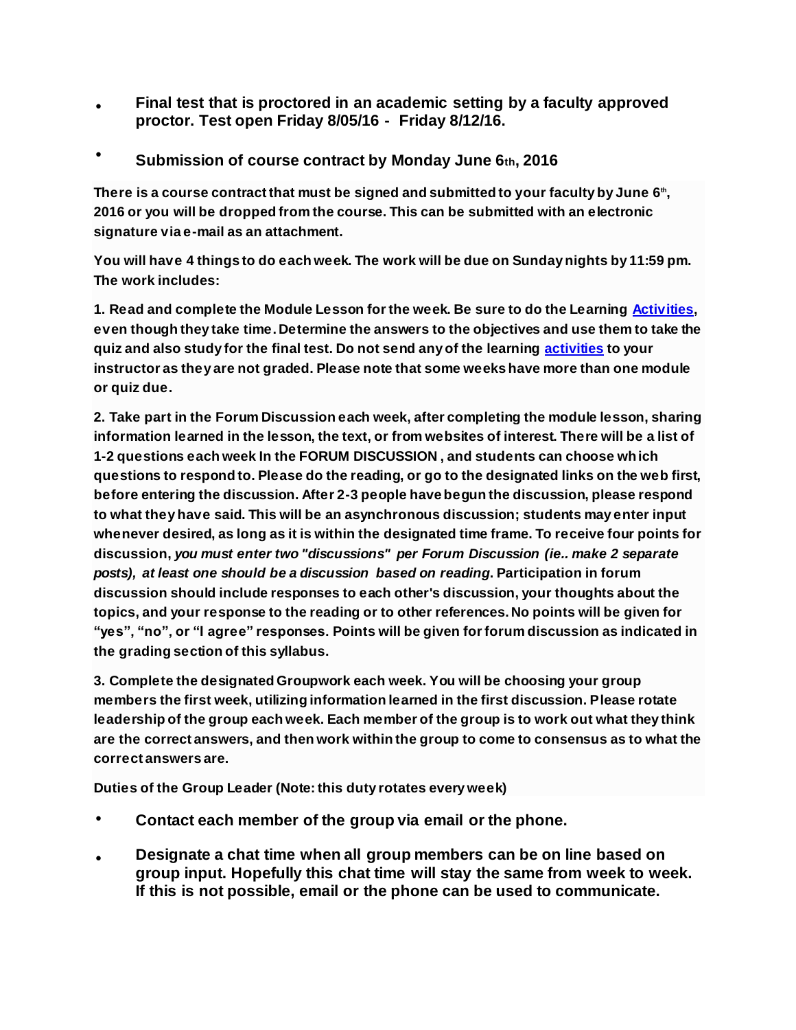- **Final test that is proctored in an academic setting by a faculty approved proctor. Test open Friday 8/05/16 - Friday 8/12/16.**
- **Submission of course contract by Monday June 6th, 2016**

**There is a course contract that must be signed and submitted to your faculty by June 6th, 2016 or you will be dropped from the course. This can be submitted with an electronic signature via e-mail as an attachment.**

**You will have 4 things to do each week. The work will be due on Sunday nights by 11:59 pm. The work includes:**

**1. Read and complete the Module Lesson for the week. Be sure to do the Learning Activities, even though they take time. Determine the answers to the objectives and use them to take the quiz and also study for the final test. Do not send any of the learning activities to your instructor as they are not graded. Please note that some weeks have more than one module or quiz due.**

**2. Take part in the Forum Discussion each week, after completing the module lesson, sharing information learned in the lesson, the text, or from websites of interest. There will be a list of 1-2 questions each week In the FORUM DISCUSSION , and students can choose which questions to respond to. Please do the reading, or go to the designated links on the web first, before entering the discussion. After 2-3 people have begun the discussion, please respond to what they have said. This will be an asynchronous discussion; students may enter input whenever desired, as long as it is within the designated time frame. To receive four points for discussion, *you must enter two "discussions" per Forum Discussion (ie.. make 2 separate posts), at least one should be a discussion based on reading*. Participation in forum discussion should include responses to each other's discussion, your thoughts about the topics, and your response to the reading or to other references. No points will be given for "yes", "no", or "I agree" responses. Points will be given for forum discussion as indicated in the grading section of this syllabus.**

**3. Complete the designated Groupwork each week. You will be choosing your group members the first week, utilizing information learned in the first discussion. Please rotate leadership of the group each week. Each member of the group is to work out what they think are the correct answers, and then work within the group to come to consensus as to what the correct answers are.**

**Duties of the Group Leader (Note: this duty rotates every week)**

- **Contact each member of the group via email or the phone.**
- **Designate a chat time when all group members can be on line based on group input. Hopefully this chat time will stay the same from week to week. If this is not possible, email or the phone can be used to communicate.**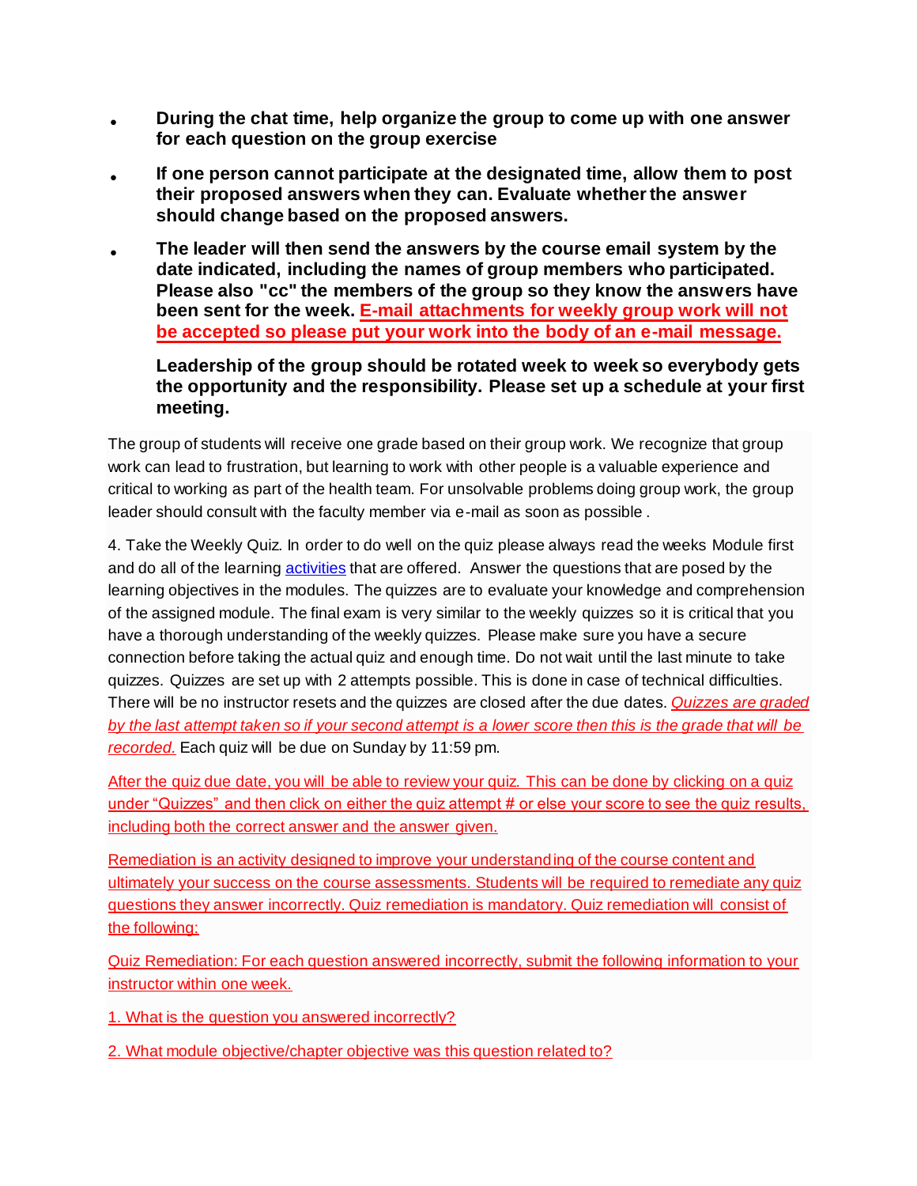- **During the chat time, help organize the group to come up with one answer for each question on the group exercise**
- **If one person cannot participate at the designated time, allow them to post their proposed answers when they can. Evaluate whether the answer should change based on the proposed answers.**
- **The leader will then send the answers by the course email system by the date indicated, including the names of group members who participated. Please also "cc" the members of the group so they know the answers have been sent for the week. <u>E-mail attachments for weekly group work will not be accepted so please put your work into the body of an e-mail message.</u>**

  **Leadership of the group should be rotated week to week so everybody gets the opportunity and the responsibility. Please set up a schedule at your first meeting.**

The group of students will receive one grade based on their group work. We recognize that group work can lead to frustration, but learning to work with other people is a valuable experience and critical to working as part of the health team. For unsolvable problems doing group work, the group leader should consult with the faculty member via e-mail as soon as possible .

4. Take the Weekly Quiz. In order to do well on the quiz please always read the weeks Module first and do all of the learning activities that are offered. Answer the questions that are posed by the learning objectives in the modules. The quizzes are to evaluate your knowledge and comprehension of the assigned module. The final exam is very similar to the weekly quizzes so it is critical that you have a thorough understanding of the weekly quizzes. Please make sure you have a secure connection before taking the actual quiz and enough time. Do not wait until the last minute to take quizzes. Quizzes are set up with 2 attempts possible. This is done in case of technical difficulties. There will be no instructor resets and the quizzes are closed after the due dates. *<u>Quizzes are graded by the last attempt taken so if your second attempt is a lower score then this is the grade that will be recorded.</u>* Each quiz will be due on Sunday by 11:59 pm.

<u>After the quiz due date, you will be able to review your quiz. This can be done by clicking on a quiz under "Quizzes" and then click on either the quiz attempt # or else your score to see the quiz results, including both the correct answer and the answer given.</u>

<u>Remediation is an activity designed to improve your understanding of the course content and ultimately your success on the course assessments. Students will be required to remediate any quiz questions they answer incorrectly. Quiz remediation is mandatory. Quiz remediation will consist of the following:</u>

<u>Quiz Remediation: For each question answered incorrectly, submit the following information to your instructor within one week.</u>

<u>1. What is the question you answered incorrectly?</u>

<u>2. What module objective/chapter objective was this question related to?</u>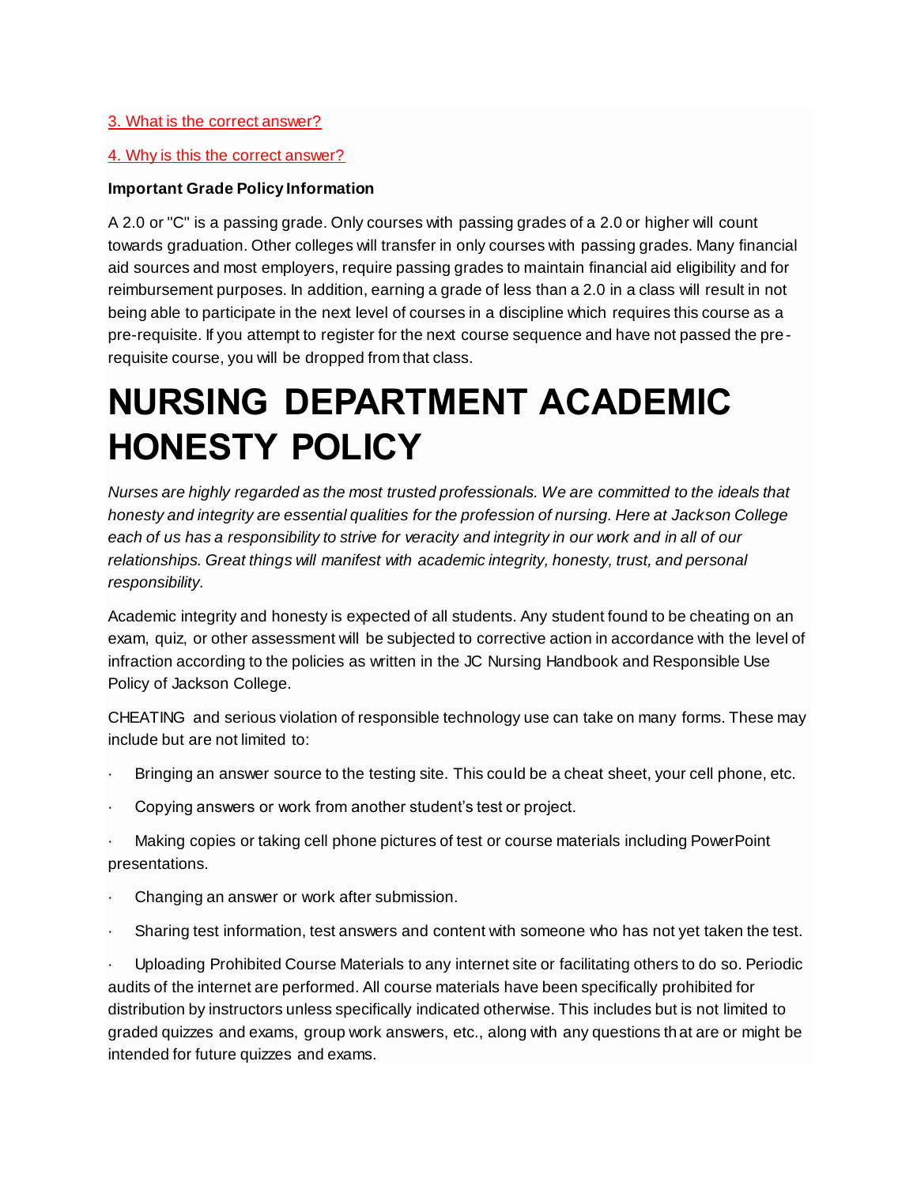3. What is the correct answer?

4. Why is this the correct answer?

**Important Grade Policy Information**

A 2.0 or "C" is a passing grade. Only courses with passing grades of a 2.0 or higher will count towards graduation. Other colleges will transfer in only courses with passing grades. Many financial aid sources and most employers, require passing grades to maintain financial aid eligibility and for reimbursement purposes. In addition, earning a grade of less than a 2.0 in a class will result in not being able to participate in the next level of courses in a discipline which requires this course as a pre-requisite. If you attempt to register for the next course sequence and have not passed the pre-requisite course, you will be dropped from that class.

# NURSING DEPARTMENT ACADEMIC HONESTY POLICY

*Nurses are highly regarded as the most trusted professionals. We are committed to the ideals that honesty and integrity are essential qualities for the profession of nursing. Here at Jackson College each of us has a responsibility to strive for veracity and integrity in our work and in all of our relationships. Great things will manifest with academic integrity, honesty, trust, and personal responsibility.*

Academic integrity and honesty is expected of all students. Any student found to be cheating on an exam, quiz, or other assessment will be subjected to corrective action in accordance with the level of infraction according to the policies as written in the JC Nursing Handbook and Responsible Use Policy of Jackson College.

CHEATING and serious violation of responsible technology use can take on many forms. These may include but are not limited to:

- Bringing an answer source to the testing site. This could be a cheat sheet, your cell phone, etc.
- Copying answers or work from another student's test or project.
- Making copies or taking cell phone pictures of test or course materials including PowerPoint presentations.
- Changing an answer or work after submission.
- Sharing test information, test answers and content with someone who has not yet taken the test.
- Uploading Prohibited Course Materials to any internet site or facilitating others to do so. Periodic audits of the internet are performed. All course materials have been specifically prohibited for distribution by instructors unless specifically indicated otherwise. This includes but is not limited to graded quizzes and exams, group work answers, etc., along with any questions that are or might be intended for future quizzes and exams.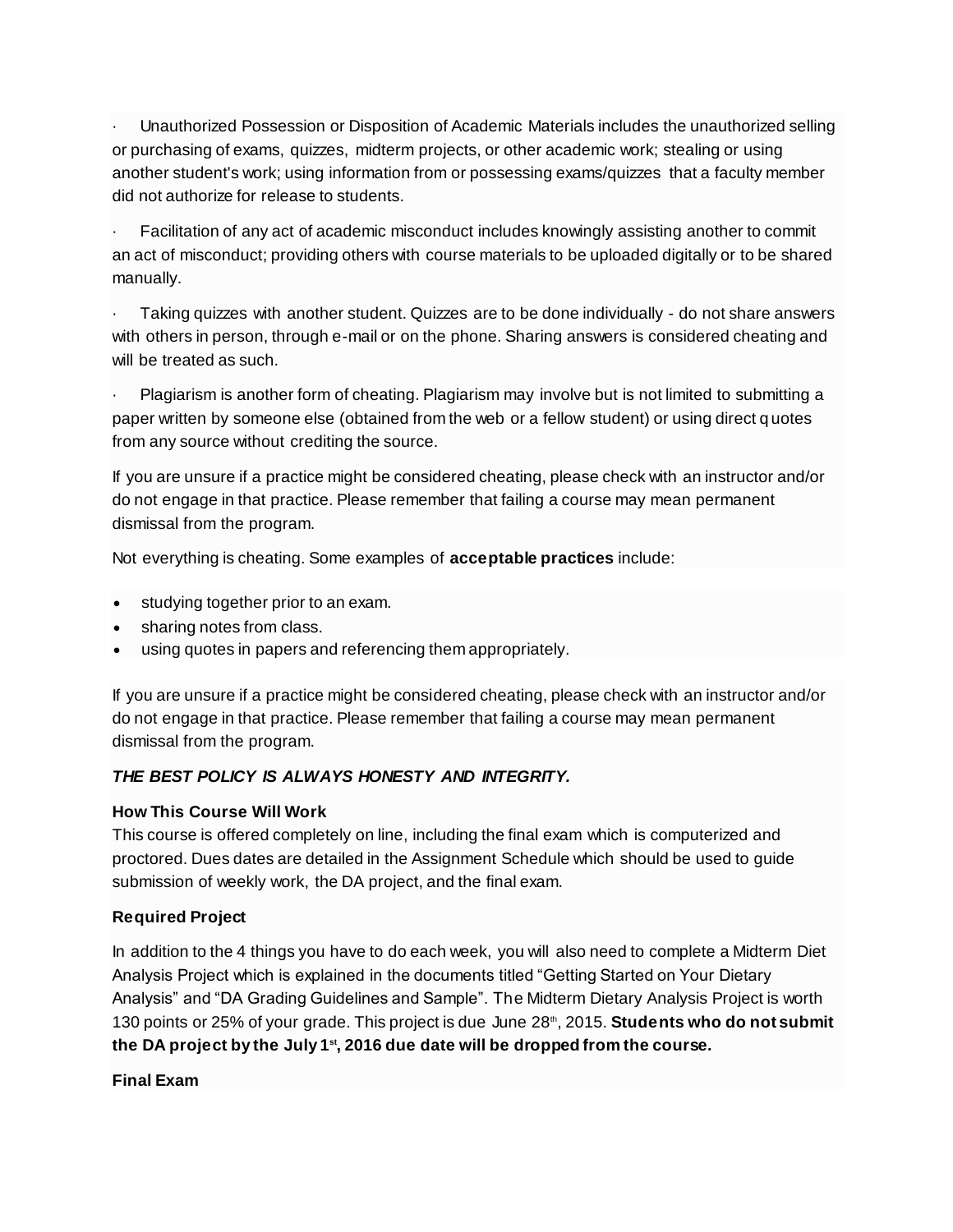· Unauthorized Possession or Disposition of Academic Materials includes the unauthorized selling or purchasing of exams, quizzes, midterm projects, or other academic work; stealing or using another student's work; using information from or possessing exams/quizzes that a faculty member did not authorize for release to students.

· Facilitation of any act of academic misconduct includes knowingly assisting another to commit an act of misconduct; providing others with course materials to be uploaded digitally or to be shared manually.

· Taking quizzes with another student. Quizzes are to be done individually - do not share answers with others in person, through e-mail or on the phone. Sharing answers is considered cheating and will be treated as such.

· Plagiarism is another form of cheating. Plagiarism may involve but is not limited to submitting a paper written by someone else (obtained from the web or a fellow student) or using direct quotes from any source without crediting the source.

If you are unsure if a practice might be considered cheating, please check with an instructor and/or do not engage in that practice. Please remember that failing a course may mean permanent dismissal from the program.

Not everything is cheating. Some examples of **acceptable practices** include:

- studying together prior to an exam.
- sharing notes from class.
- using quotes in papers and referencing them appropriately.

If you are unsure if a practice might be considered cheating, please check with an instructor and/or do not engage in that practice. Please remember that failing a course may mean permanent dismissal from the program.

***THE BEST POLICY IS ALWAYS HONESTY AND INTEGRITY.***

**How This Course Will Work**

This course is offered completely on line, including the final exam which is computerized and proctored. Dues dates are detailed in the Assignment Schedule which should be used to guide submission of weekly work, the DA project, and the final exam.

**Required Project**

In addition to the 4 things you have to do each week, you will also need to complete a Midterm Diet Analysis Project which is explained in the documents titled "Getting Started on Your Dietary Analysis" and "DA Grading Guidelines and Sample". The Midterm Dietary Analysis Project is worth 130 points or 25% of your grade. This project is due June 28th, 2015. **Students who do not submit the DA project by the July 1st, 2016 due date will be dropped from the course.**

**Final Exam**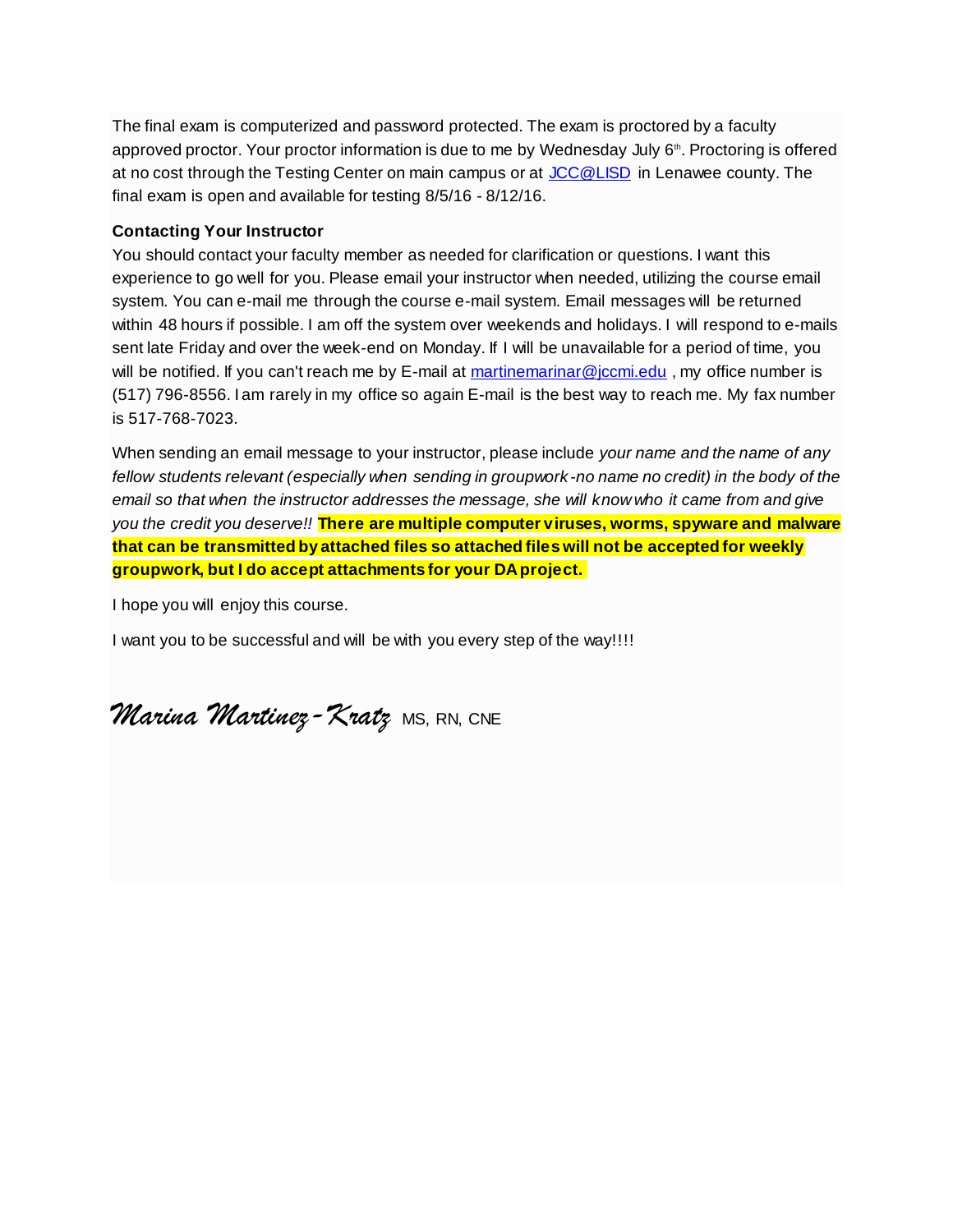The final exam is computerized and password protected. The exam is proctored by a faculty approved proctor. Your proctor information is due to me by Wednesday July 6th. Proctoring is offered at no cost through the Testing Center on main campus or at JCC@LISD in Lenawee county. The final exam is open and available for testing 8/5/16 - 8/12/16.

**Contacting Your Instructor**

You should contact your faculty member as needed for clarification or questions. I want this experience to go well for you. Please email your instructor when needed, utilizing the course email system. You can e-mail me through the course e-mail system. Email messages will be returned within 48 hours if possible. I am off the system over weekends and holidays. I will respond to e-mails sent late Friday and over the week-end on Monday. If I will be unavailable for a period of time, you will be notified. If you can't reach me by E-mail at martinemarinar@jccmi.edu , my office number is (517) 796-8556. I am rarely in my office so again E-mail is the best way to reach me. My fax number is 517-768-7023.

When sending an email message to your instructor, please include *your name and the name of any fellow students relevant (especially when sending in groupwork -no name no credit) in the body of the email so that when the instructor addresses the message, she will know who it came from and give you the credit you deserve!!* **There are multiple computer viruses, worms, spyware and malware that can be transmitted by attached files so attached files will not be accepted for weekly groupwork, but I do accept attachments for your DA project.**

I hope you will enjoy this course.

I want you to be successful and will be with you every step of the way!!!!

*Marina Martinez-Kratz* MS, RN, CNE